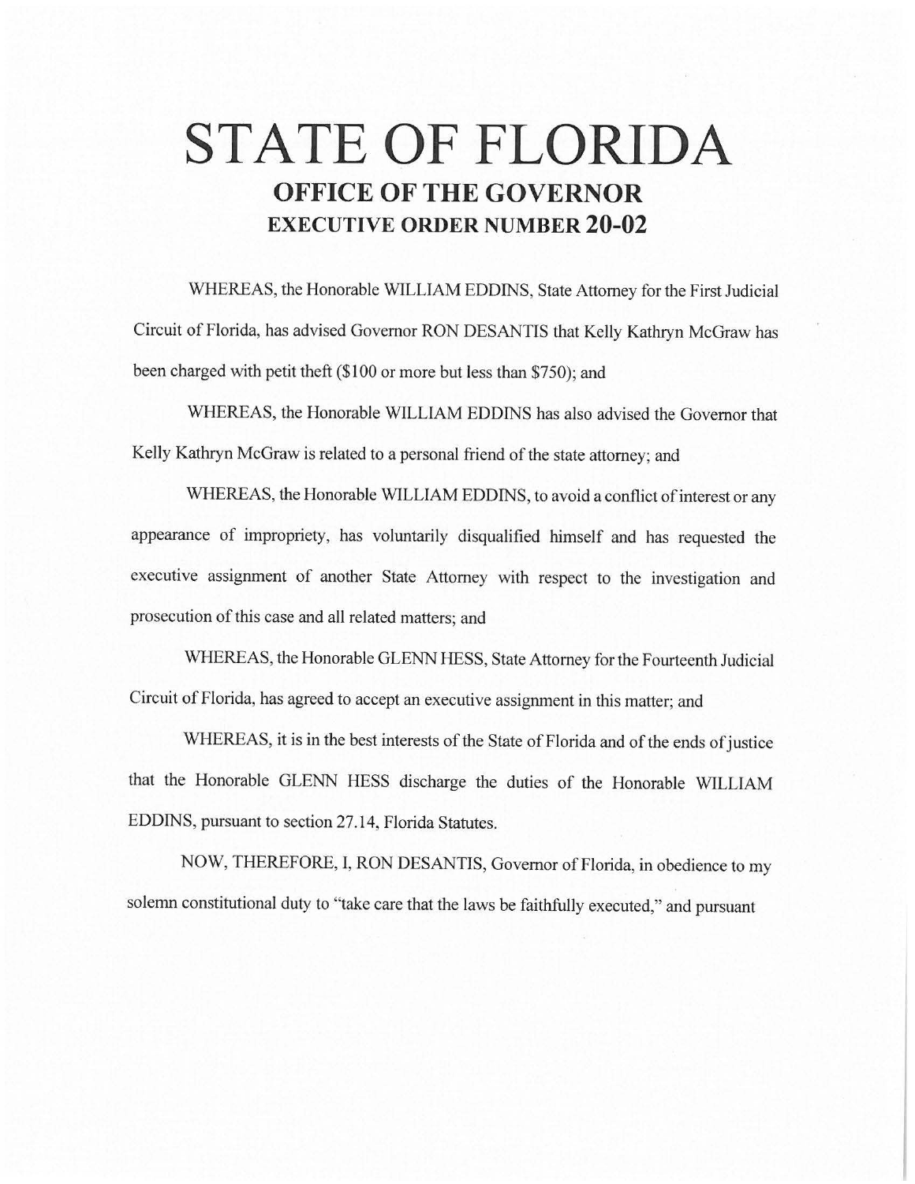# STATE OF FLORIDA

## OFFICE OF THE GOVERNOR

## EXECUTIVE ORDER NUMBER 20-02

WHEREAS, the Honorable WILLIAM EDDINS, State Attorney for the First Judicial Circuit of Florida, has advised Governor RON DESANTIS that Kelly Kathryn McGraw has been charged with petit theft ($100 or more but less than $750); and

WHEREAS, the Honorable WILLIAM EDDINS has also advised the Governor that Kelly Kathryn McGraw is related to a personal friend of the state attorney; and

WHEREAS, the Honorable WILLIAM EDDINS, to avoid a conflict of interest or any appearance of impropriety, has voluntarily disqualified himself and has requested the executive assignment of another State Attorney with respect to the investigation and prosecution of this case and all related matters; and

WHEREAS, the Honorable GLENN HESS, State Attorney for the Fourteenth Judicial Circuit of Florida, has agreed to accept an executive assignment in this matter; and

WHEREAS, it is in the best interests of the State of Florida and of the ends of justice that the Honorable GLENN HESS discharge the duties of the Honorable WILLIAM EDDINS, pursuant to section 27.14, Florida Statutes.

NOW, THEREFORE, I, RON DESANTIS, Governor of Florida, in obedience to my solemn constitutional duty to "take care that the laws be faithfully executed," and pursuant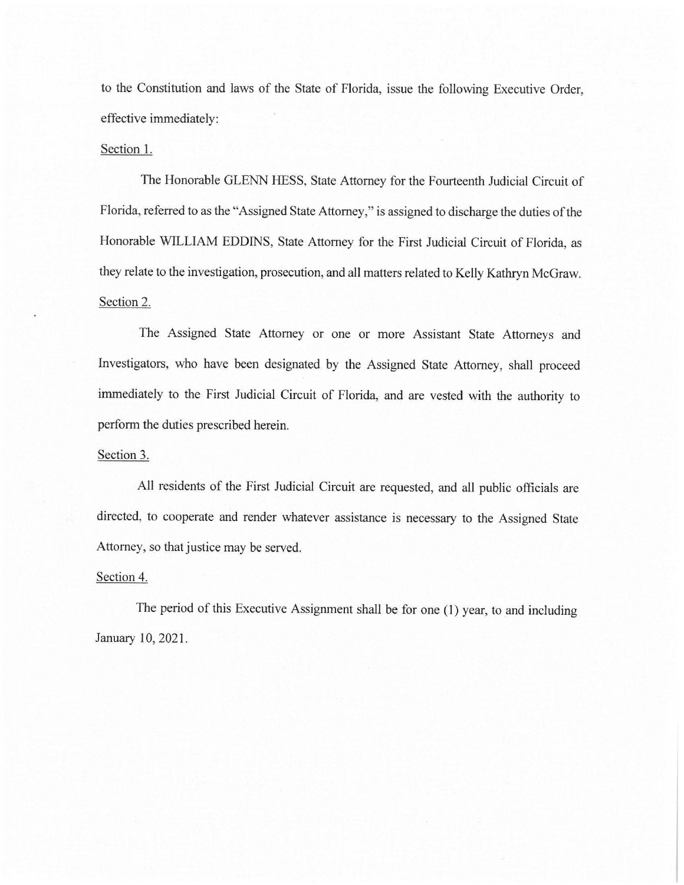to the Constitution and laws of the State of Florida, issue the following Executive Order, effective immediately:

Section 1.

The Honorable GLENN HESS, State Attorney for the Fourteenth Judicial Circuit of Florida, referred to as the "Assigned State Attorney," is assigned to discharge the duties of the Honorable WILLIAM EDDINS, State Attorney for the First Judicial Circuit of Florida, as they relate to the investigation, prosecution, and all matters related to Kelly Kathryn McGraw.

Section 2.

The Assigned State Attorney or one or more Assistant State Attorneys and Investigators, who have been designated by the Assigned State Attorney, shall proceed immediately to the First Judicial Circuit of Florida, and are vested with the authority to perform the duties prescribed herein.

Section 3.

All residents of the First Judicial Circuit are requested, and all public officials are directed, to cooperate and render whatever assistance is necessary to the Assigned State Attorney, so that justice may be served.

Section 4.

The period of this Executive Assignment shall be for one (1) year, to and including January 10, 2021.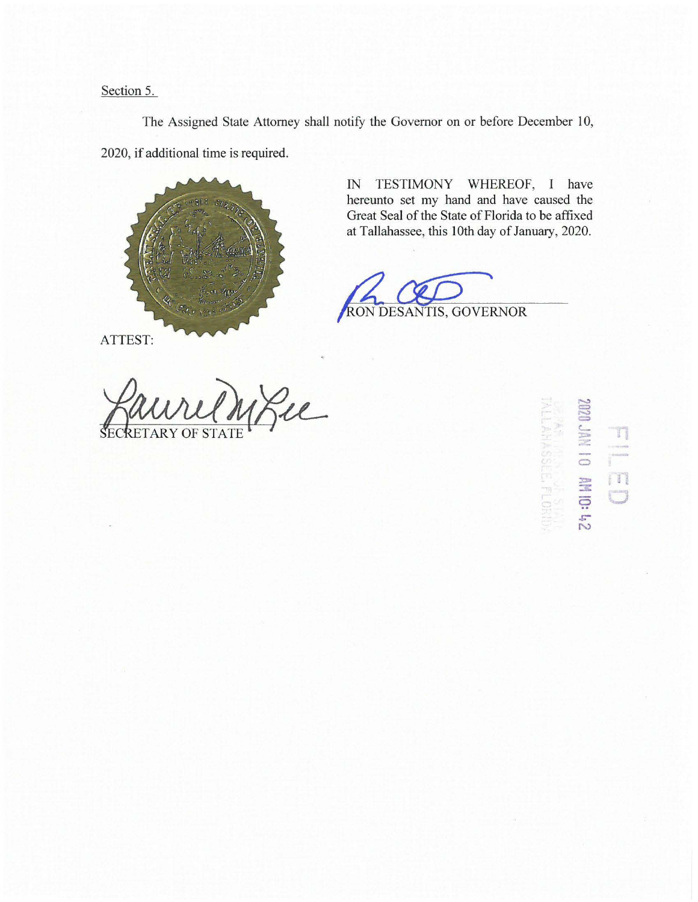Section 5.

The Assigned State Attorney shall notify the Governor on or before December 10, 2020, if additional time is required.

IN TESTIMONY WHEREOF, I have hereunto set my hand and have caused the Great Seal of the State of Florida to be affixed at Tallahassee, this 10th day of January, 2020.

RON DESANTIS, GOVERNOR

ATTEST:

SECRETARY OF STATE

FILED

2020 JAN 10 AM 10:42

TALLAHASSEE, FLORIDA